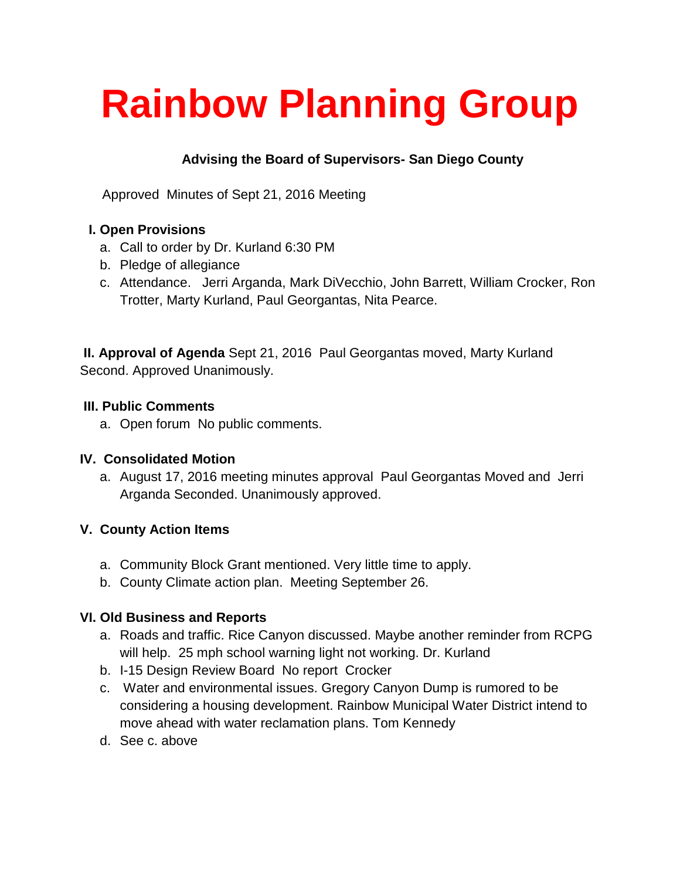# Rainbow Planning Group

**Advising the Board of Supervisors- San Diego County**

Approved Minutes of Sept 21, 2016 Meeting

**I. Open Provisions**

a. Call to order by Dr. Kurland 6:30 PM
b. Pledge of allegiance
c. Attendance. Jerri Arganda, Mark DiVecchio, John Barrett, William Crocker, Ron Trotter, Marty Kurland, Paul Georgantas, Nita Pearce.

**II. Approval of Agenda** Sept 21, 2016 Paul Georgantas moved, Marty Kurland Second. Approved Unanimously.

**III. Public Comments**

a. Open forum No public comments.

**IV. Consolidated Motion**

a. August 17, 2016 meeting minutes approval Paul Georgantas Moved and Jerri Arganda Seconded. Unanimously approved.

**V. County Action Items**

a. Community Block Grant mentioned. Very little time to apply.
b. County Climate action plan. Meeting September 26.

**VI. Old Business and Reports**

a. Roads and traffic. Rice Canyon discussed. Maybe another reminder from RCPG will help. 25 mph school warning light not working. Dr. Kurland
b. I-15 Design Review Board No report Crocker
c. Water and environmental issues. Gregory Canyon Dump is rumored to be considering a housing development. Rainbow Municipal Water District intend to move ahead with water reclamation plans. Tom Kennedy
d. See c. above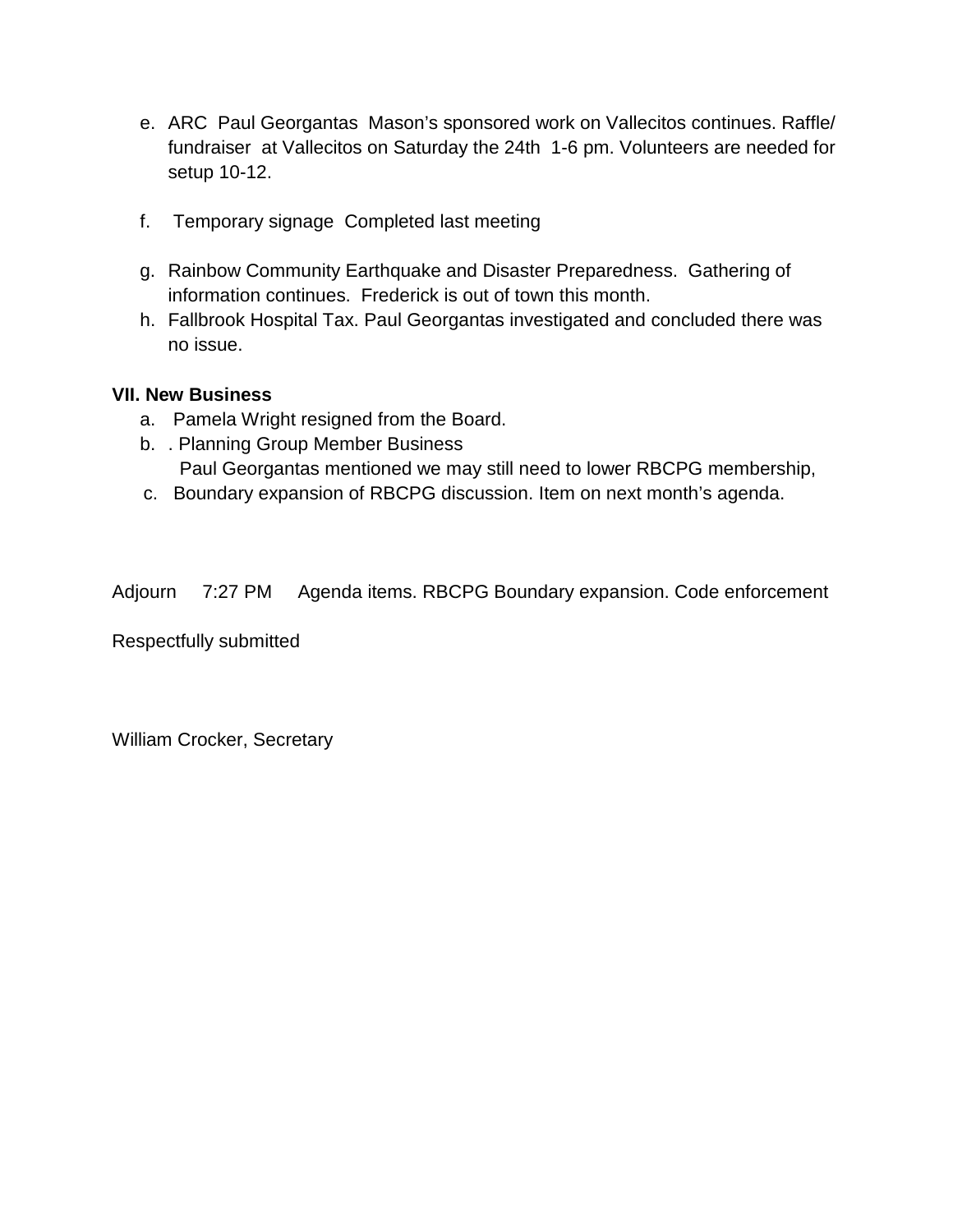e. ARC Paul Georgantas Mason's sponsored work on Vallecitos continues. Raffle/ fundraiser at Vallecitos on Saturday the 24th 1-6 pm. Volunteers are needed for setup 10-12.

f. Temporary signage Completed last meeting

g. Rainbow Community Earthquake and Disaster Preparedness. Gathering of information continues. Frederick is out of town this month.

h. Fallbrook Hospital Tax. Paul Georgantas investigated and concluded there was no issue.

**VII. New Business**

a. Pamela Wright resigned from the Board.

b. . Planning Group Member Business
Paul Georgantas mentioned we may still need to lower RBCPG membership,

c. Boundary expansion of RBCPG discussion. Item on next month's agenda.

Adjourn 7:27 PM Agenda items. RBCPG Boundary expansion. Code enforcement

Respectfully submitted

William Crocker, Secretary